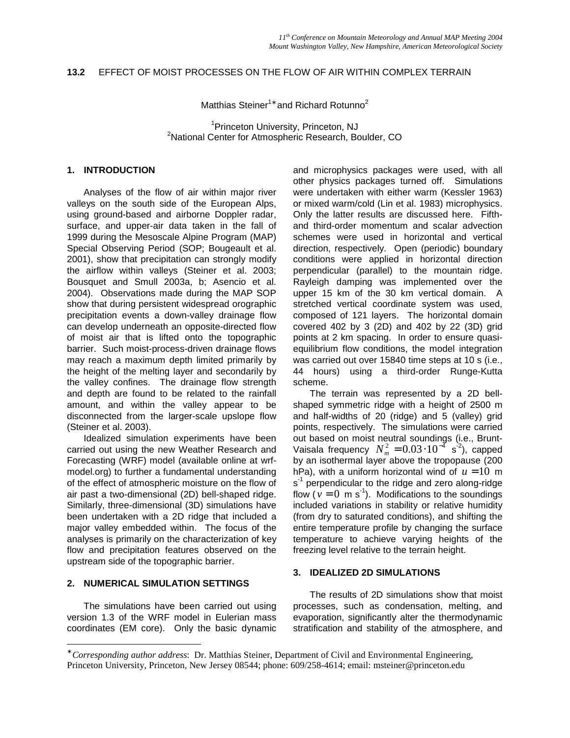## 13.2 EFFECT OF MOIST PROCESSES ON THE FLOW OF AIR WITHIN COMPLEX TERRAIN

Matthias Steiner[1]* and Richard Rotunno[2]

[1]Princeton University, Princeton, NJ
[2]National Center for Atmospheric Research, Boulder, CO

### 1. INTRODUCTION

Analyses of the flow of air within major river valleys on the south side of the European Alps, using ground-based and airborne Doppler radar, surface, and upper-air data taken in the fall of 1999 during the Mesoscale Alpine Program (MAP) Special Observing Period (SOP; Bougeault et al. 2001), show that precipitation can strongly modify the airflow within valleys (Steiner et al. 2003; Bousquet and Smull 2003a, b; Asencio et al. 2004). Observations made during the MAP SOP show that during persistent widespread orographic precipitation events a down-valley drainage flow can develop underneath an opposite-directed flow of moist air that is lifted onto the topographic barrier. Such moist-process-driven drainage flows may reach a maximum depth limited primarily by the height of the melting layer and secondarily by the valley confines. The drainage flow strength and depth are found to be related to the rainfall amount, and within the valley appear to be disconnected from the larger-scale upslope flow (Steiner et al. 2003).

Idealized simulation experiments have been carried out using the new Weather Research and Forecasting (WRF) model (available online at wrf-model.org) to further a fundamental understanding of the effect of atmospheric moisture on the flow of air past a two-dimensional (2D) bell-shaped ridge. Similarly, three-dimensional (3D) simulations have been undertaken with a 2D ridge that included a major valley embedded within. The focus of the analyses is primarily on the characterization of key flow and precipitation features observed on the upstream side of the topographic barrier.

### 2. NUMERICAL SIMULATION SETTINGS

The simulations have been carried out using version 1.3 of the WRF model in Eulerian mass coordinates (EM core). Only the basic dynamic and microphysics packages were used, with all other physics packages turned off. Simulations were undertaken with either warm (Kessler 1963) or mixed warm/cold (Lin et al. 1983) microphysics. Only the latter results are discussed here. Fifth- and third-order momentum and scalar advection schemes were used in horizontal and vertical direction, respectively. Open (periodic) boundary conditions were applied in horizontal direction perpendicular (parallel) to the mountain ridge. Rayleigh damping was implemented over the upper 15 km of the 30 km vertical domain. A stretched vertical coordinate system was used, composed of 121 layers. The horizontal domain covered 402 by 3 (2D) and 402 by 22 (3D) grid points at 2 km spacing. In order to ensure quasi-equilibrium flow conditions, the model integration was carried out over 15840 time steps at 10 s (i.e., 44 hours) using a third-order Runge-Kutta scheme.

The terrain was represented by a 2D bell-shaped symmetric ridge with a height of 2500 m and half-widths of 20 (ridge) and 5 (valley) grid points, respectively. The simulations were carried out based on moist neutral soundings (i.e., Brunt-Vaisala frequency $N_m^2 = 0.03 \cdot 10^{-4}$ s$^{-2}$), capped by an isothermal layer above the tropopause (200 hPa), with a uniform horizontal wind of $u = 10$ m s$^{-1}$ perpendicular to the ridge and zero along-ridge flow ($v = 0$ m s$^{-1}$). Modifications to the soundings included variations in stability or relative humidity (from dry to saturated conditions), and shifting the entire temperature profile by changing the surface temperature to achieve varying heights of the freezing level relative to the terrain height.

### 3. IDEALIZED 2D SIMULATIONS

The results of 2D simulations show that moist processes, such as condensation, melting, and evaporation, significantly alter the thermodynamic stratification and stability of the atmosphere, and

---

* *Corresponding author address*: Dr. Matthias Steiner, Department of Civil and Environmental Engineering, Princeton University, Princeton, New Jersey 08544; phone: 609/258-4614; email: msteiner@princeton.edu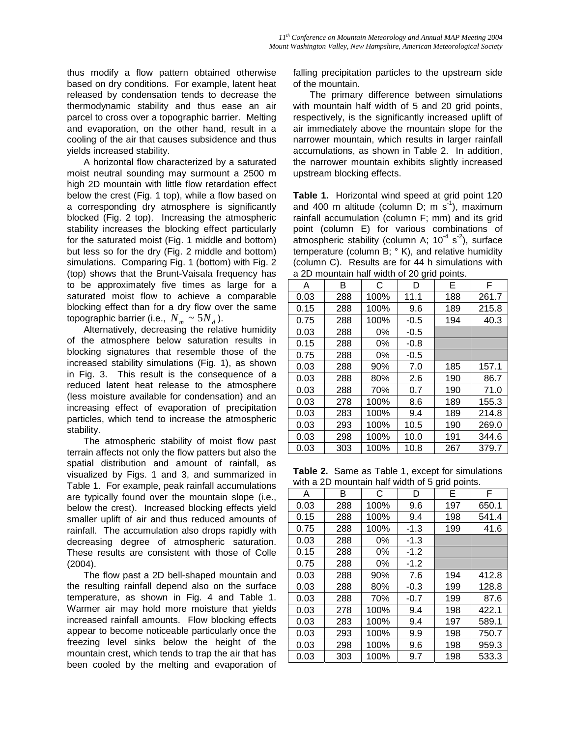thus modify a flow pattern obtained otherwise based on dry conditions. For example, latent heat released by condensation tends to decrease the thermodynamic stability and thus ease an air parcel to cross over a topographic barrier. Melting and evaporation, on the other hand, result in a cooling of the air that causes subsidence and thus yields increased stability.

A horizontal flow characterized by a saturated moist neutral sounding may surmount a 2500 m high 2D mountain with little flow retardation effect below the crest (Fig. 1 top), while a flow based on a corresponding dry atmosphere is significantly blocked (Fig. 2 top). Increasing the atmospheric stability increases the blocking effect particularly for the saturated moist (Fig. 1 middle and bottom) but less so for the dry (Fig. 2 middle and bottom) simulations. Comparing Fig. 1 (bottom) with Fig. 2 (top) shows that the Brunt-Vaisala frequency has to be approximately five times as large for a saturated moist flow to achieve a comparable blocking effect than for a dry flow over the same topographic barrier (i.e., $N_m \sim 5N_d$).

Alternatively, decreasing the relative humidity of the atmosphere below saturation results in blocking signatures that resemble those of the increased stability simulations (Fig. 1), as shown in Fig. 3. This result is the consequence of a reduced latent heat release to the atmosphere (less moisture available for condensation) and an increasing effect of evaporation of precipitation particles, which tend to increase the atmospheric stability.

The atmospheric stability of moist flow past terrain affects not only the flow patters but also the spatial distribution and amount of rainfall, as visualized by Figs. 1 and 3, and summarized in Table 1. For example, peak rainfall accumulations are typically found over the mountain slope (i.e., below the crest). Increased blocking effects yield smaller uplift of air and thus reduced amounts of rainfall. The accumulation also drops rapidly with decreasing degree of atmospheric saturation. These results are consistent with those of Colle (2004).

The flow past a 2D bell-shaped mountain and the resulting rainfall depend also on the surface temperature, as shown in Fig. 4 and Table 1. Warmer air may hold more moisture that yields increased rainfall amounts. Flow blocking effects appear to become noticeable particularly once the freezing level sinks below the height of the mountain crest, which tends to trap the air that has been cooled by the melting and evaporation of falling precipitation particles to the upstream side of the mountain.

The primary difference between simulations with mountain half width of 5 and 20 grid points, respectively, is the significantly increased uplift of air immediately above the mountain slope for the narrower mountain, which results in larger rainfall accumulations, as shown in Table 2. In addition, the narrower mountain exhibits slightly increased upstream blocking effects.

**Table 1.** Horizontal wind speed at grid point 120 and 400 m altitude (column D; m s$^{-1}$), maximum rainfall accumulation (column F; mm) and its grid point (column E) for various combinations of atmospheric stability (column A; $10^{-4}$ s$^{-2}$), surface temperature (column B; ° K), and relative humidity (column C). Results are for 44 h simulations with a 2D mountain half width of 20 grid points.

| A | B | C | D | E | F |
|---|---|---|---|---|---|
| 0.03 | 288 | 100% | 11.1 | 188 | 261.7 |
| 0.15 | 288 | 100% | 9.6 | 189 | 215.8 |
| 0.75 | 288 | 100% | -0.5 | 194 | 40.3 |
| 0.03 | 288 | 0% | -0.5 | | |
| 0.15 | 288 | 0% | -0.8 | | |
| 0.75 | 288 | 0% | -0.5 | | |
| 0.03 | 288 | 90% | 7.0 | 185 | 157.1 |
| 0.03 | 288 | 80% | 2.6 | 190 | 86.7 |
| 0.03 | 288 | 70% | 0.7 | 190 | 71.0 |
| 0.03 | 278 | 100% | 8.6 | 189 | 155.3 |
| 0.03 | 283 | 100% | 9.4 | 189 | 214.8 |
| 0.03 | 293 | 100% | 10.5 | 190 | 269.0 |
| 0.03 | 298 | 100% | 10.0 | 191 | 344.6 |
| 0.03 | 303 | 100% | 10.8 | 267 | 379.7 |

**Table 2.** Same as Table 1, except for simulations with a 2D mountain half width of 5 grid points.

| A | B | C | D | E | F |
|---|---|---|---|---|---|
| 0.03 | 288 | 100% | 9.6 | 197 | 650.1 |
| 0.15 | 288 | 100% | 9.4 | 198 | 541.4 |
| 0.75 | 288 | 100% | -1.3 | 199 | 41.6 |
| 0.03 | 288 | 0% | -1.3 | | |
| 0.15 | 288 | 0% | -1.2 | | |
| 0.75 | 288 | 0% | -1.2 | | |
| 0.03 | 288 | 90% | 7.6 | 194 | 412.8 |
| 0.03 | 288 | 80% | -0.3 | 199 | 128.8 |
| 0.03 | 288 | 70% | -0.7 | 199 | 87.6 |
| 0.03 | 278 | 100% | 9.4 | 198 | 422.1 |
| 0.03 | 283 | 100% | 9.4 | 197 | 589.1 |
| 0.03 | 293 | 100% | 9.9 | 198 | 750.7 |
| 0.03 | 298 | 100% | 9.6 | 198 | 959.3 |
| 0.03 | 303 | 100% | 9.7 | 198 | 533.3 |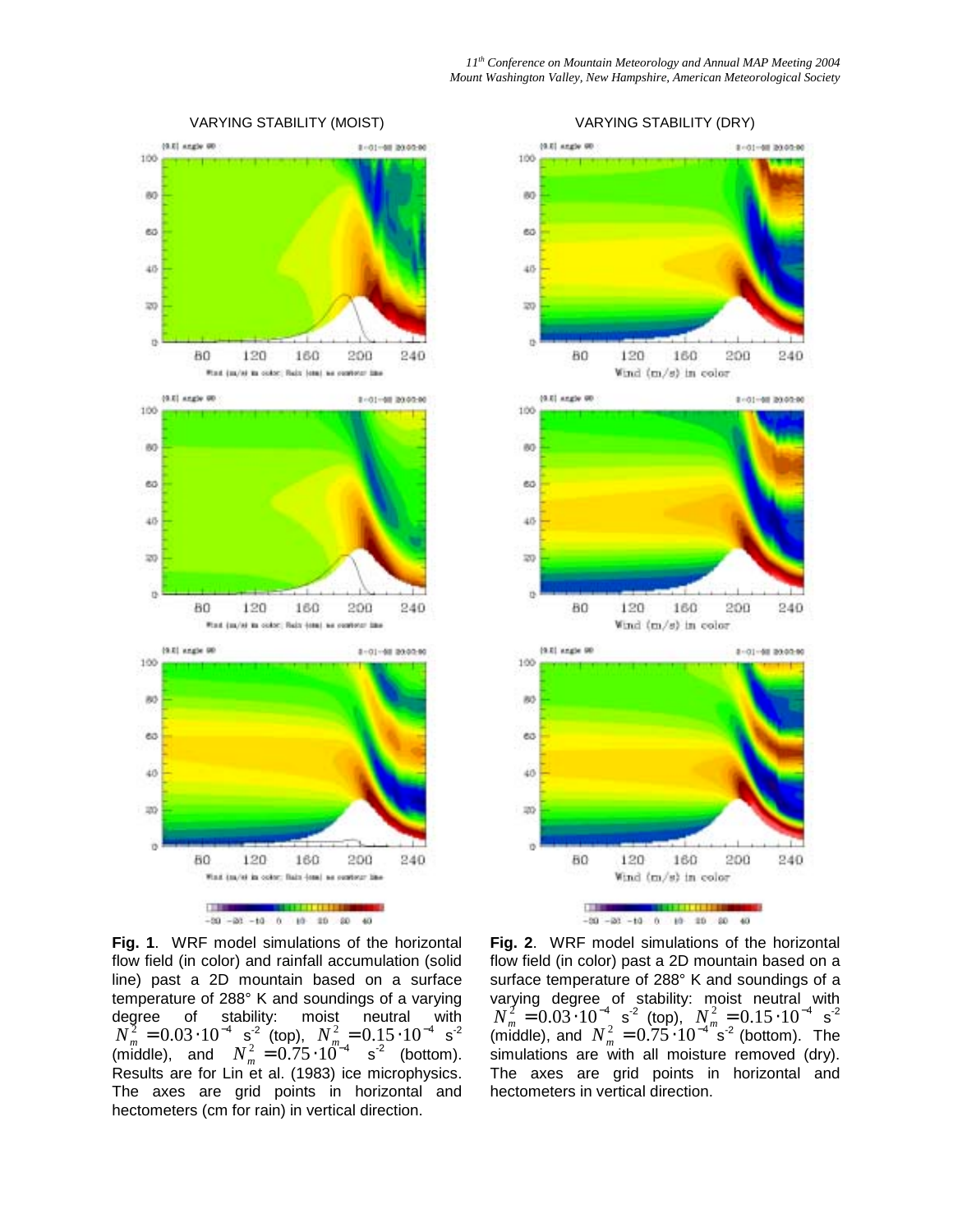VARYING STABILITY (MOIST)

VARYING STABILITY (DRY)

**Fig. 1**. WRF model simulations of the horizontal flow field (in color) and rainfall accumulation (solid line) past a 2D mountain based on a surface temperature of 288° K and soundings of a varying degree of stability: moist neutral with $N_m^2 = 0.03 \cdot 10^{-4}$ s$^{-2}$ (top), $N_m^2 = 0.15 \cdot 10^{-4}$ s$^{-2}$ (middle), and $N_m^2 = 0.75 \cdot 10^{-4}$ s$^{-2}$ (bottom). Results are for Lin et al. (1983) ice microphysics. The axes are grid points in horizontal and hectometers (cm for rain) in vertical direction.

**Fig. 2**. WRF model simulations of the horizontal flow field (in color) past a 2D mountain based on a surface temperature of 288° K and soundings of a varying degree of stability: moist neutral with $N_m^2 = 0.03 \cdot 10^{-4}$ s$^{-2}$ (top), $N_m^2 = 0.15 \cdot 10^{-4}$ s$^{-2}$ (middle), and $N_m^2 = 0.75 \cdot 10^{-4}$ s$^{-2}$ (bottom). The simulations are with all moisture removed (dry). The axes are grid points in horizontal and hectometers in vertical direction.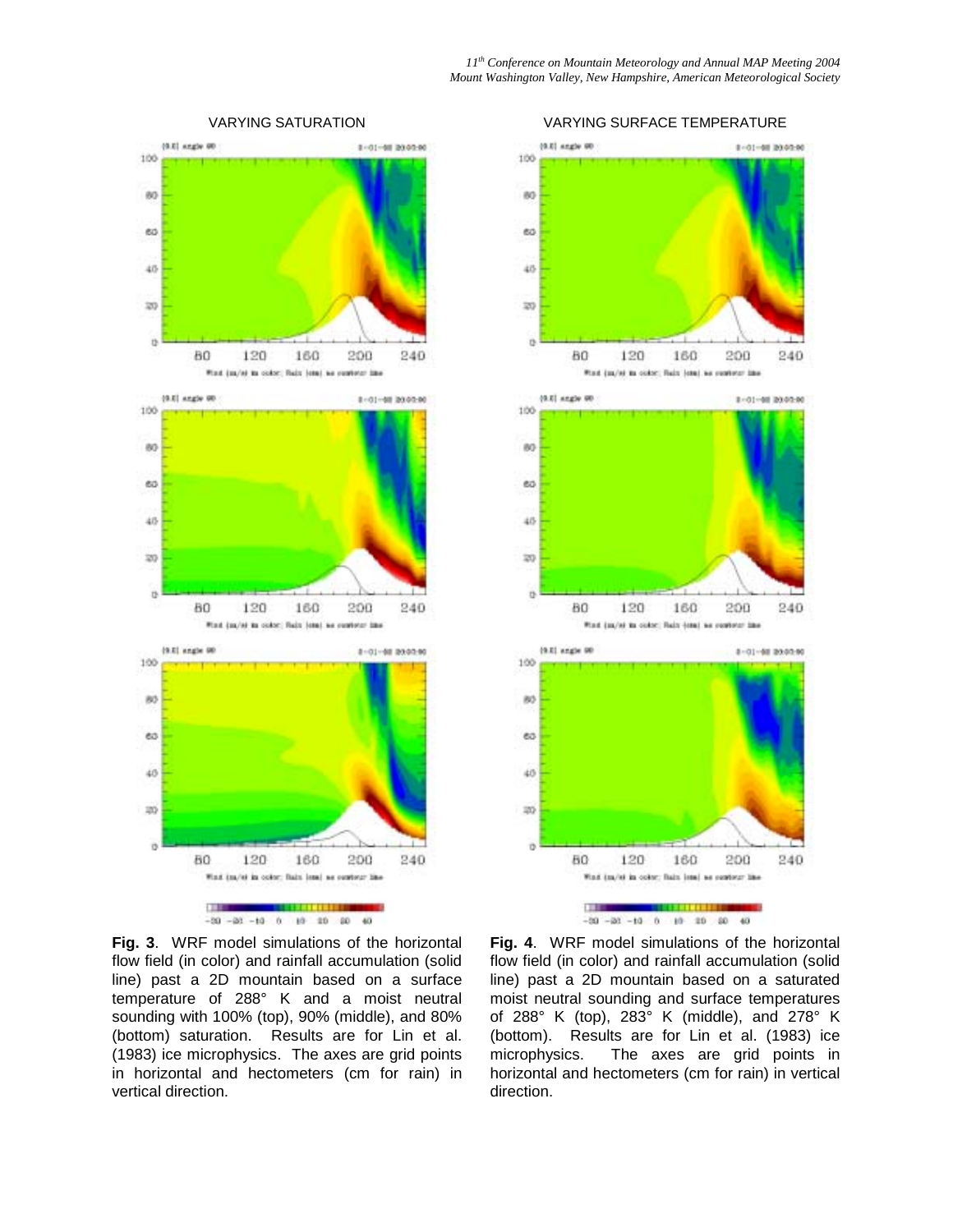VARYING SATURATION

VARYING SURFACE TEMPERATURE

**Fig. 3**. WRF model simulations of the horizontal flow field (in color) and rainfall accumulation (solid line) past a 2D mountain based on a surface temperature of 288° K and a moist neutral sounding with 100% (top), 90% (middle), and 80% (bottom) saturation. Results are for Lin et al. (1983) ice microphysics. The axes are grid points in horizontal and hectometers (cm for rain) in vertical direction.

**Fig. 4**. WRF model simulations of the horizontal flow field (in color) and rainfall accumulation (solid line) past a 2D mountain based on a saturated moist neutral sounding and surface temperatures of 288° K (top), 283° K (middle), and 278° K (bottom). Results are for Lin et al. (1983) ice microphysics. The axes are grid points in horizontal and hectometers (cm for rain) in vertical direction.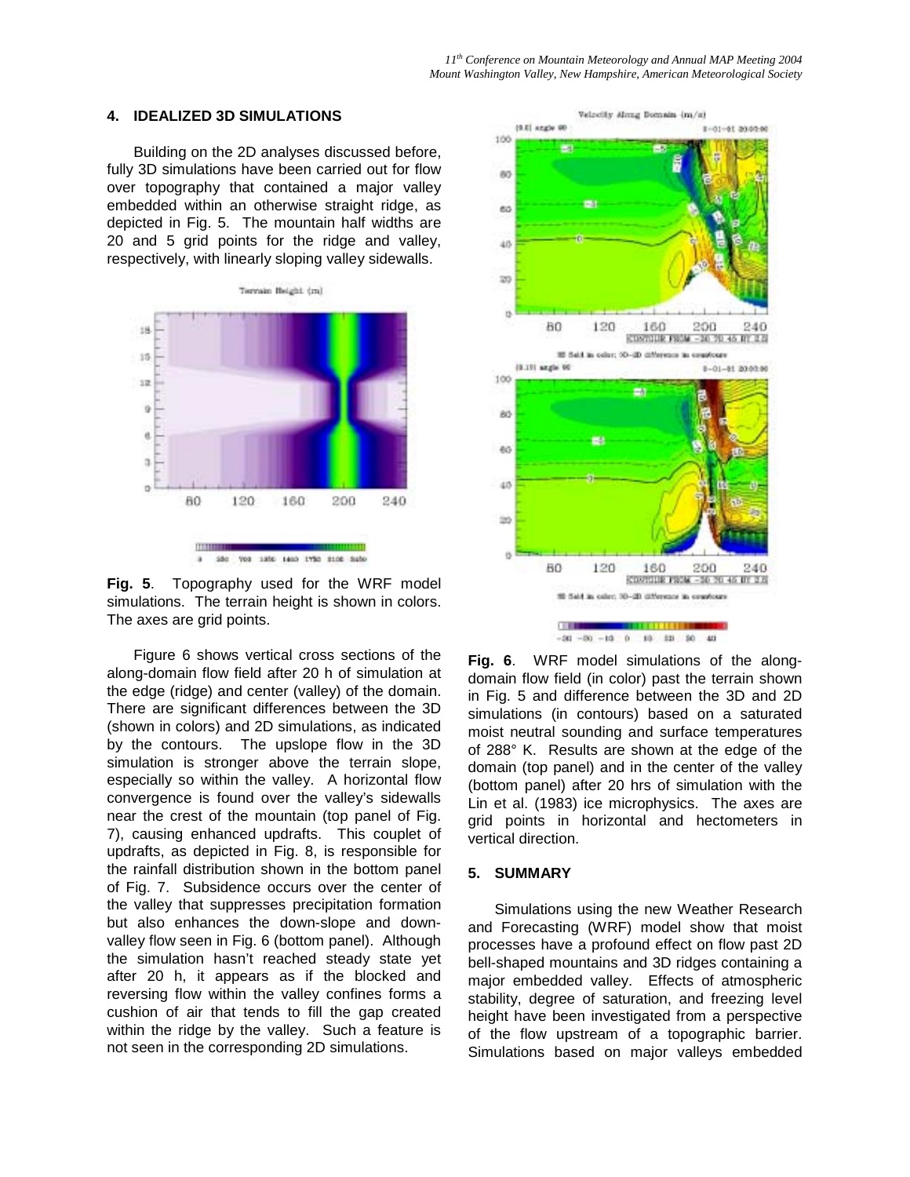## 4. IDEALIZED 3D SIMULATIONS

Building on the 2D analyses discussed before, fully 3D simulations have been carried out for flow over topography that contained a major valley embedded within an otherwise straight ridge, as depicted in Fig. 5. The mountain half widths are 20 and 5 grid points for the ridge and valley, respectively, with linearly sloping valley sidewalls.

**Fig. 5**. Topography used for the WRF model simulations. The terrain height is shown in colors. The axes are grid points.

Figure 6 shows vertical cross sections of the along-domain flow field after 20 h of simulation at the edge (ridge) and center (valley) of the domain. There are significant differences between the 3D (shown in colors) and 2D simulations, as indicated by the contours. The upslope flow in the 3D simulation is stronger above the terrain slope, especially so within the valley. A horizontal flow convergence is found over the valley's sidewalls near the crest of the mountain (top panel of Fig. 7), causing enhanced updrafts. This couplet of updrafts, as depicted in Fig. 8, is responsible for the rainfall distribution shown in the bottom panel of Fig. 7. Subsidence occurs over the center of the valley that suppresses precipitation formation but also enhances the down-slope and down-valley flow seen in Fig. 6 (bottom panel). Although the simulation hasn't reached steady state yet after 20 h, it appears as if the blocked and reversing flow within the valley confines forms a cushion of air that tends to fill the gap created within the ridge by the valley. Such a feature is not seen in the corresponding 2D simulations.

**Fig. 6**. WRF model simulations of the along-domain flow field (in color) past the terrain shown in Fig. 5 and difference between the 3D and 2D simulations (in contours) based on a saturated moist neutral sounding and surface temperatures of 288° K. Results are shown at the edge of the domain (top panel) and in the center of the valley (bottom panel) after 20 hrs of simulation with the Lin et al. (1983) ice microphysics. The axes are grid points in horizontal and hectometers in vertical direction.

## 5. SUMMARY

Simulations using the new Weather Research and Forecasting (WRF) model show that moist processes have a profound effect on flow past 2D bell-shaped mountains and 3D ridges containing a major embedded valley. Effects of atmospheric stability, degree of saturation, and freezing level height have been investigated from a perspective of the flow upstream of a topographic barrier. Simulations based on major valleys embedded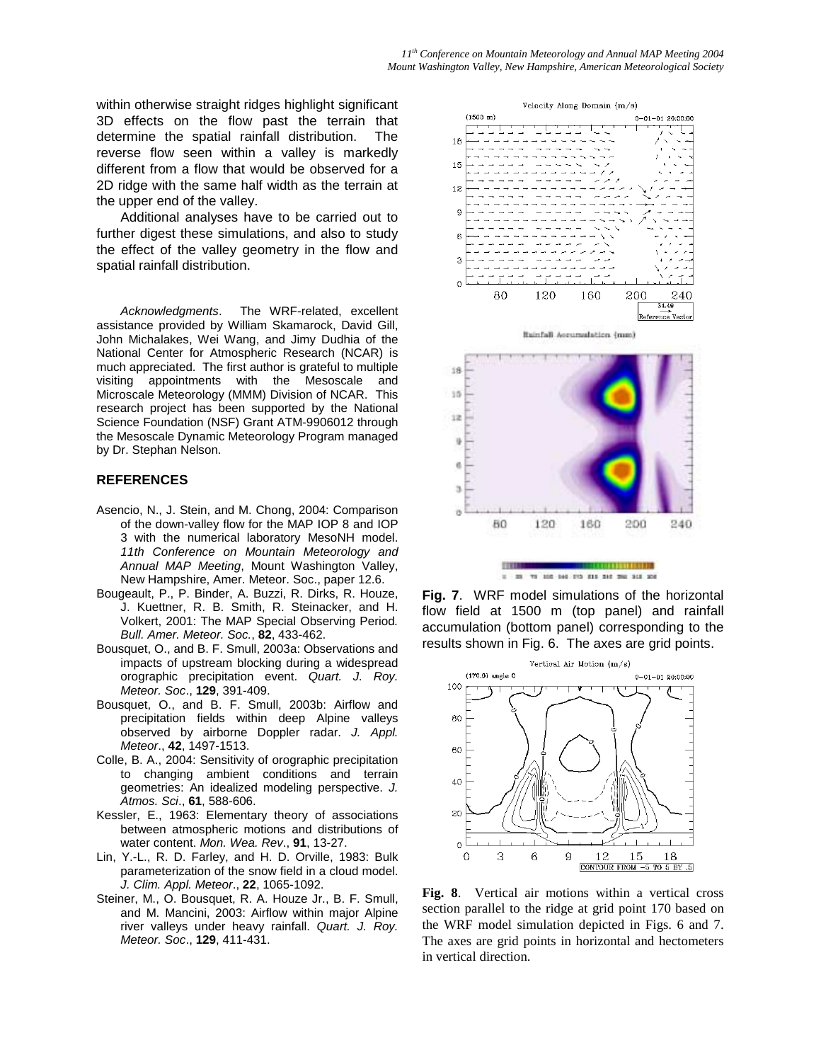within otherwise straight ridges highlight significant 3D effects on the flow past the terrain that determine the spatial rainfall distribution. The reverse flow seen within a valley is markedly different from a flow that would be observed for a 2D ridge with the same half width as the terrain at the upper end of the valley.

Additional analyses have to be carried out to further digest these simulations, and also to study the effect of the valley geometry in the flow and spatial rainfall distribution.

*Acknowledgments*. The WRF-related, excellent assistance provided by William Skamarock, David Gill, John Michalakes, Wei Wang, and Jimy Dudhia of the National Center for Atmospheric Research (NCAR) is much appreciated. The first author is grateful to multiple visiting appointments with the Mesoscale and Microscale Meteorology (MMM) Division of NCAR. This research project has been supported by the National Science Foundation (NSF) Grant ATM-9906012 through the Mesoscale Dynamic Meteorology Program managed by Dr. Stephan Nelson.

## REFERENCES

Asencio, N., J. Stein, and M. Chong, 2004: Comparison of the down-valley flow for the MAP IOP 8 and IOP 3 with the numerical laboratory MesoNH model. *11th Conference on Mountain Meteorology and Annual MAP Meeting*, Mount Washington Valley, New Hampshire, Amer. Meteor. Soc., paper 12.6.

Bougeault, P., P. Binder, A. Buzzi, R. Dirks, R. Houze, J. Kuettner, R. B. Smith, R. Steinacker, and H. Volkert, 2001: The MAP Special Observing Period. *Bull. Amer. Meteor. Soc.*, **82**, 433-462.

Bousquet, O., and B. F. Smull, 2003a: Observations and impacts of upstream blocking during a widespread orographic precipitation event. *Quart. J. Roy. Meteor. Soc*., **129**, 391-409.

Bousquet, O., and B. F. Smull, 2003b: Airflow and precipitation fields within deep Alpine valleys observed by airborne Doppler radar. *J. Appl. Meteor*., **42**, 1497-1513.

Colle, B. A., 2004: Sensitivity of orographic precipitation to changing ambient conditions and terrain geometries: An idealized modeling perspective. *J. Atmos. Sci*., **61**, 588-606.

Kessler, E., 1963: Elementary theory of associations between atmospheric motions and distributions of water content. *Mon. Wea. Rev*., **91**, 13-27.

Lin, Y.-L., R. D. Farley, and H. D. Orville, 1983: Bulk parameterization of the snow field in a cloud model. *J. Clim. Appl. Meteor*., **22**, 1065-1092.

Steiner, M., O. Bousquet, R. A. Houze Jr., B. F. Smull, and M. Mancini, 2003: Airflow within major Alpine river valleys under heavy rainfall. *Quart. J. Roy. Meteor. Soc*., **129**, 411-431.

Velocity Along Domain (m/s)
(1500 m)
0-01-01 20:00:00
34.49
Reference Vector

Rainfall Accumulation (mm)

**Fig. 7**. WRF model simulations of the horizontal flow field at 1500 m (top panel) and rainfall accumulation (bottom panel) corresponding to the results shown in Fig. 6. The axes are grid points.

Vertical Air Motion (m/s)
(170.0) angle 0
0-01-01 20:00:00
CONTOUR FROM -5 TO 5 BY .5

**Fig. 8**. Vertical air motions within a vertical cross section parallel to the ridge at grid point 170 based on the WRF model simulation depicted in Figs. 6 and 7. The axes are grid points in horizontal and hectometers in vertical direction.